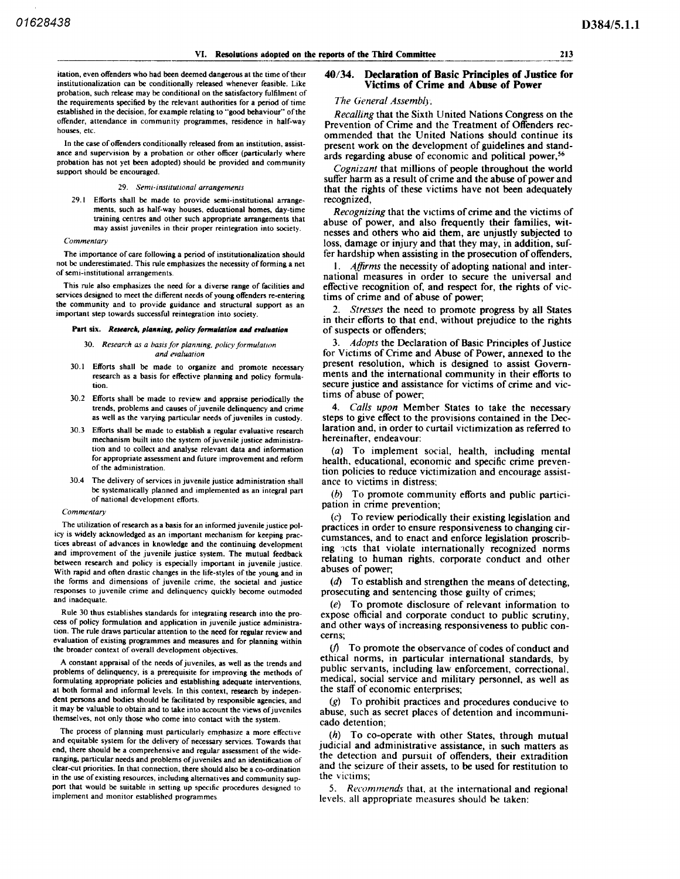itation, even offenders who had been deemed dangerous at the time of their institutionalization can be conditionally released whenever feasible. Like probation, such release may be conditional on the satisfactory fulfilment of the requirements specified by the relevant authorities for a period of time established in the decision, for example relating to "good behaviour" of the offender, attendance in community programmes, residence in half-way houses, etc.

In the case of offenders conditionally released from an institution, assistance and supervision by a probation or other officer (particularly where probation has not yet been adopted) should be provided and community support should be encouraged.

*29. Semi-institutional arrangements*

29.1 Efforts shall be made to provide semi-institutional arrangements, such as half-way houses, educational homes, day-time training centres and other such appropriate arrangements that may assist juveniles in their proper reintegration into society.

*Commentary*

The importance of care following a period of institutionalization should not be underestimated. This rule emphasizes the necessity of forming a net of semi-institutional arrangements.

This rule also emphasizes the need for a diverse range of facilities and services designed to meet the different needs of young offenders re-entering the community and to provide guidance and structural support as an important step towards successful reintegration into society.

**Part six. *Research, planning, policy formulation and evaluation***

*30. Research as a basis for planning, policy formulation and evaluation*

30.1 Efforts shall be made to organize and promote necessary research as a basis for effective planning and policy formulation.

30.2 Efforts shall be made to review and appraise periodically the trends, problems and causes of juvenile delinquency and crime as well as the varying particular needs of juveniles in custody.

30.3 Efforts shall be made to establish a regular evaluative research mechanism built into the system of juvenile justice administration and to collect and analyse relevant data and information for appropriate assessment and future improvement and reform of the administration.

30.4 The delivery of services in juvenile justice administration shall be systematically planned and implemented as an integral part of national development efforts.

*Commentary*

The utilization of research as a basis for an informed juvenile justice policy is widely acknowledged as an important mechanism for keeping practices abreast of advances in knowledge and the continuing development and improvement of the juvenile justice system. The mutual feedback between research and policy is especially important in juvenile justice. With rapid and often drastic changes in the life-styles of the young and in the forms and dimensions of juvenile crime, the societal and justice responses to juvenile crime and delinquency quickly become outmoded and inadequate.

Rule 30 thus establishes standards for integrating research into the process of policy formulation and application in juvenile justice administration. The rule draws particular attention to the need for regular review and evaluation of existing programmes and measures and for planning within the broader context of overall development objectives.

A constant appraisal of the needs of juveniles, as well as the trends and problems of delinquency, is a prerequisite for improving the methods of formulating appropriate policies and establishing adequate interventions, at both formal and informal levels. In this context, research by independent persons and bodies should be facilitated by responsible agencies, and it may be valuable to obtain and to take into account the views of juveniles themselves, not only those who come into contact with the system.

The process of planning must particularly emphasize a more effective and equitable system for the delivery of necessary services. Towards that end, there should be a comprehensive and regular assessment of the wide-ranging, particular needs and problems of juveniles and an identification of clear-cut priorities. In that connection, there should also be a co-ordination in the use of existing resources, including alternatives and community support that would be suitable in setting up specific procedures designed to implement and monitor established programmes.

## 40/34. Declaration of Basic Principles of Justice for Victims of Crime and Abuse of Power

*The General Assembly,*

*Recalling* that the Sixth United Nations Congress on the Prevention of Crime and the Treatment of Offenders recommended that the United Nations should continue its present work on the development of guidelines and standards regarding abuse of economic and political power,[56]

*Cognizant* that millions of people throughout the world suffer harm as a result of crime and the abuse of power and that the rights of these victims have not been adequately recognized,

*Recognizing* that the victims of crime and the victims of abuse of power, and also frequently their families, witnesses and others who aid them, are unjustly subjected to loss, damage or injury and that they may, in addition, suffer hardship when assisting in the prosecution of offenders,

1. *Affirms* the necessity of adopting national and international measures in order to secure the universal and effective recognition of, and respect for, the rights of victims of crime and of abuse of power;

2. *Stresses* the need to promote progress by all States in their efforts to that end, without prejudice to the rights of suspects or offenders;

3. *Adopts* the Declaration of Basic Principles of Justice for Victims of Crime and Abuse of Power, annexed to the present resolution, which is designed to assist Governments and the international community in their efforts to secure justice and assistance for victims of crime and victims of abuse of power;

4. *Calls upon* Member States to take the necessary steps to give effect to the provisions contained in the Declaration and, in order to curtail victimization as referred to hereinafter, endeavour:

(*a*) To implement social, health, including mental health, educational, economic and specific crime prevention policies to reduce victimization and encourage assistance to victims in distress;

(*b*) To promote community efforts and public participation in crime prevention;

(*c*) To review periodically their existing legislation and practices in order to ensure responsiveness to changing circumstances, and to enact and enforce legislation proscribing acts that violate internationally recognized norms relating to human rights, corporate conduct and other abuses of power;

(*d*) To establish and strengthen the means of detecting, prosecuting and sentencing those guilty of crimes;

(*e*) To promote disclosure of relevant information to expose official and corporate conduct to public scrutiny, and other ways of increasing responsiveness to public concerns;

(*f*) To promote the observance of codes of conduct and ethical norms, in particular international standards, by public servants, including law enforcement, correctional, medical, social service and military personnel, as well as the staff of economic enterprises;

(*g*) To prohibit practices and procedures conducive to abuse, such as secret places of detention and incommunicado detention;

(*h*) To co-operate with other States, through mutual judicial and administrative assistance, in such matters as the detection and pursuit of offenders, their extradition and the seizure of their assets, to be used for restitution to the victims;

5. *Recommends* that, at the international and regional levels, all appropriate measures should be taken: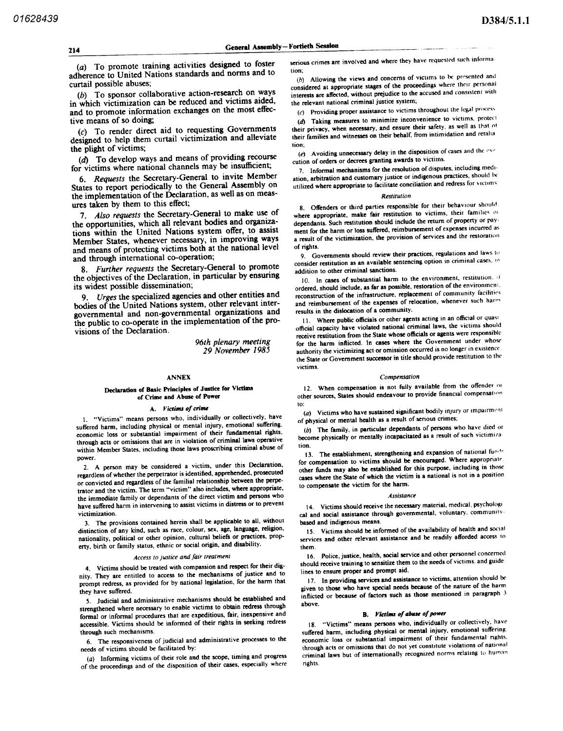(*a*) To promote training activities designed to foster adherence to United Nations standards and norms and to curtail possible abuses;

(*b*) To sponsor collaborative action-research on ways in which victimization can be reduced and victims aided, and to promote information exchanges on the most effective means of so doing;

(*c*) To render direct aid to requesting Governments designed to help them curtail victimization and alleviate the plight of victims;

(*d*) To develop ways and means of providing recourse for victims where national channels may be insufficient;

6. *Requests* the Secretary-General to invite Member States to report periodically to the General Assembly on the implementation of the Declaration, as well as on measures taken by them to this effect;

7. *Also requests* the Secretary-General to make use of the opportunities, which all relevant bodies and organizations within the United Nations system offer, to assist Member States, whenever necessary, in improving ways and means of protecting victims both at the national level and through international co-operation;

8. *Further requests* the Secretary-General to promote the objectives of the Declaration, in particular by ensuring its widest possible dissemination;

9. *Urges* the specialized agencies and other entities and bodies of the United Nations system, other relevant intergovernmental and non-governmental organizations and the public to co-operate in the implementation of the provisions of the Declaration.

*96th plenary meeting*
*29 November 1985*

## ANNEX

### Declaration of Basic Principles of Justice for Victims of Crime and Abuse of Power

#### A. *Victims of crime*

1. "Victims" means persons who, individually or collectively, have suffered harm, including physical or mental injury, emotional suffering, economic loss or substantial impairment of their fundamental rights, through acts or omissions that are in violation of criminal laws operative within Member States, including those laws proscribing criminal abuse of power.

2. A person may be considered a victim, under this Declaration, regardless of whether the perpetrator is identified, apprehended, prosecuted or convicted and regardless of the familial relationship between the perpetrator and the victim. The term "victim" also includes, where appropriate, the immediate family or dependants of the direct victim and persons who have suffered harm in intervening to assist victims in distress or to prevent victimization.

3. The provisions contained herein shall be applicable to all, without distinction of any kind, such as race, colour, sex, age, language, religion, nationality, political or other opinion, cultural beliefs or practices, property, birth or family status, ethnic or social origin, and disability.

*Access to justice and fair treatment*

4. Victims should be treated with compassion and respect for their dignity. They are entitled to access to the mechanisms of justice and to prompt redress, as provided for by national legislation, for the harm that they have suffered.

5. Judicial and administrative mechanisms should be established and strengthened where necessary to enable victims to obtain redress through formal or informal procedures that are expeditious, fair, inexpensive and accessible. Victims should be informed of their rights in seeking redress through such mechanisms.

6. The responsiveness of judicial and administrative processes to the needs of victims should be facilitated by:

(*a*) Informing victims of their role and the scope, timing and progress of the proceedings and of the disposition of their cases, especially where serious crimes are involved and where they have requested such information;

(*b*) Allowing the views and concerns of victims to be presented and considered at appropriate stages of the proceedings where their personal interests are affected, without prejudice to the accused and consistent with the relevant national criminal justice system;

(*c*) Providing proper assistance to victims throughout the legal process;

(*d*) Taking measures to minimize inconvenience to victims, protect their privacy, when necessary, and ensure their safety, as well as that of their families and witnesses on their behalf, from intimidation and retaliation;

(*e*) Avoiding unnecessary delay in the disposition of cases and the execution of orders or decrees granting awards to victims.

7. Informal mechanisms for the resolution of disputes, including mediation, arbitration and customary justice or indigenous practices, should be utilized where appropriate to facilitate conciliation and redress for victims.

*Restitution*

8. Offenders or third parties responsible for their behaviour should, where appropriate, make fair restitution to victims, their families or dependants. Such restitution should include the return of property or payment for the harm or loss suffered, reimbursement of expenses incurred as a result of the victimization, the provision of services and the restoration of rights.

9. Governments should review their practices, regulations and laws to consider restitution as an available sentencing option in criminal cases, in addition to other criminal sanctions.

10. In cases of substantial harm to the environment, restitution, if ordered, should include, as far as possible, restoration of the environment, reconstruction of the infrastructure, replacement of community facilities and reimbursement of the expenses of relocation, whenever such harm results in the dislocation of a community.

11. Where public officials or other agents acting in an official or quasi-official capacity have violated national criminal laws, the victims should receive restitution from the State whose officials or agents were responsible for the harm inflicted. In cases where the Government under whose authority the victimizing act or omission occurred is no longer in existence, the State or Government successor in title should provide restitution to the victims.

*Compensation*

12. When compensation is not fully available from the offender or other sources, States should endeavour to provide financial compensation to:

(*a*) Victims who have sustained significant bodily injury or impairment of physical or mental health as a result of serious crimes;

(*b*) The family, in particular dependants of persons who have died or become physically or mentally incapacitated as a result of such victimization.

13. The establishment, strengthening and expansion of national funds for compensation to victims should be encouraged. Where appropriate, other funds may also be established for this purpose, including in those cases where the State of which the victim is a national is not in a position to compensate the victim for the harm.

*Assistance*

14. Victims should receive the necessary material, medical, psychological and social assistance through governmental, voluntary, community-based and indigenous means.

15. Victims should be informed of the availability of health and social services and other relevant assistance and be readily afforded access to them.

16. Police, justice, health, social service and other personnel concerned should receive training to sensitize them to the needs of victims, and guidelines to ensure proper and prompt aid.

17. In providing services and assistance to victims, attention should be given to those who have special needs because of the nature of the harm inflicted or because of factors such as those mentioned in paragraph 3 above.

#### B. *Victims of abuse of power*

18. "Victims" means persons who, individually or collectively, have suffered harm, including physical or mental injury, emotional suffering, economic loss or substantial impairment of their fundamental rights, through acts or omissions that do not yet constitute violations of national criminal laws but of internationally recognized norms relating to human rights.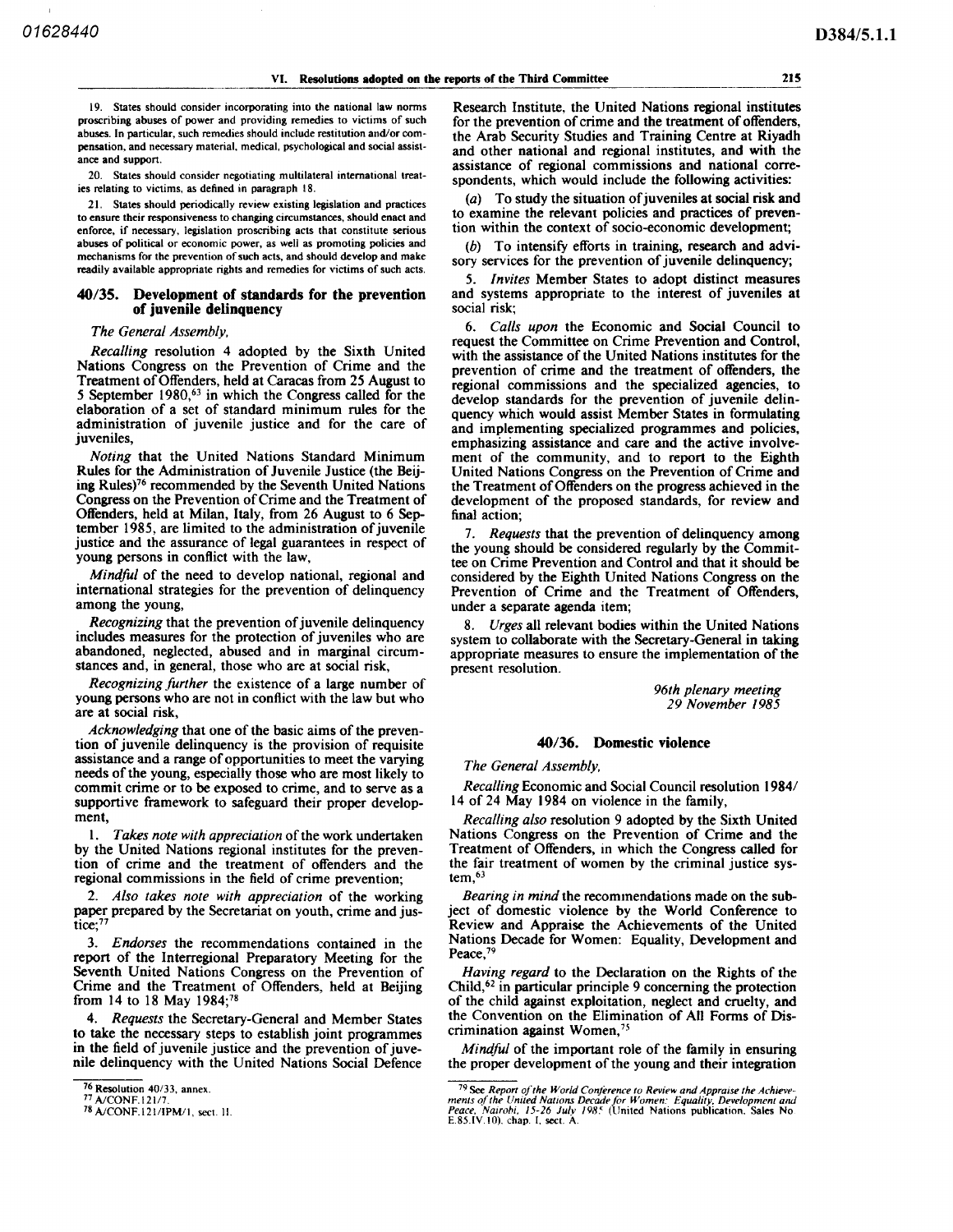19. States should consider incorporating into the national law norms proscribing abuses of power and providing remedies to victims of such abuses. In particular, such remedies should include restitution and/or compensation, and necessary material, medical, psychological and social assistance and support.

20. States should consider negotiating multilateral international treaties relating to victims, as defined in paragraph 18.

21. States should periodically review existing legislation and practices to ensure their responsiveness to changing circumstances, should enact and enforce, if necessary, legislation proscribing acts that constitute serious abuses of political or economic power, as well as promoting policies and mechanisms for the prevention of such acts, and should develop and make readily available appropriate rights and remedies for victims of such acts.

## 40/35. Development of standards for the prevention of juvenile delinquency

*The General Assembly,*

*Recalling* resolution 4 adopted by the Sixth United Nations Congress on the Prevention of Crime and the Treatment of Offenders, held at Caracas from 25 August to 5 September 1980,[63] in which the Congress called for the elaboration of a set of standard minimum rules for the administration of juvenile justice and for the care of juveniles,

*Noting* that the United Nations Standard Minimum Rules for the Administration of Juvenile Justice (the Beijing Rules)[76] recommended by the Seventh United Nations Congress on the Prevention of Crime and the Treatment of Offenders, held at Milan, Italy, from 26 August to 6 September 1985, are limited to the administration of juvenile justice and the assurance of legal guarantees in respect of young persons in conflict with the law,

*Mindful* of the need to develop national, regional and international strategies for the prevention of delinquency among the young,

*Recognizing* that the prevention of juvenile delinquency includes measures for the protection of juveniles who are abandoned, neglected, abused and in marginal circumstances and, in general, those who are at social risk,

*Recognizing further* the existence of a large number of young persons who are not in conflict with the law but who are at social risk,

*Acknowledging* that one of the basic aims of the prevention of juvenile delinquency is the provision of requisite assistance and a range of opportunities to meet the varying needs of the young, especially those who are most likely to commit crime or to be exposed to crime, and to serve as a supportive framework to safeguard their proper development,

1. *Takes note with appreciation* of the work undertaken by the United Nations regional institutes for the prevention of crime and the treatment of offenders and the regional commissions in the field of crime prevention;

2. *Also takes note with appreciation* of the working paper prepared by the Secretariat on youth, crime and justice;[77]

3. *Endorses* the recommendations contained in the report of the Interregional Preparatory Meeting for the Seventh United Nations Congress on the Prevention of Crime and the Treatment of Offenders, held at Beijing from 14 to 18 May 1984;[78]

4. *Requests* the Secretary-General and Member States to take the necessary steps to establish joint programmes in the field of juvenile justice and the prevention of juvenile delinquency with the United Nations Social Defence Research Institute, the United Nations regional institutes for the prevention of crime and the treatment of offenders, the Arab Security Studies and Training Centre at Riyadh and other national and regional institutes, and with the assistance of regional commissions and national correspondents, which would include the following activities:

(*a*) To study the situation of juveniles at social risk and to examine the relevant policies and practices of prevention within the context of socio-economic development;

(*b*) To intensify efforts in training, research and advisory services for the prevention of juvenile delinquency;

5. *Invites* Member States to adopt distinct measures and systems appropriate to the interest of juveniles at social risk;

6. *Calls upon* the Economic and Social Council to request the Committee on Crime Prevention and Control, with the assistance of the United Nations institutes for the prevention of crime and the treatment of offenders, the regional commissions and the specialized agencies, to develop standards for the prevention of juvenile delinquency which would assist Member States in formulating and implementing specialized programmes and policies, emphasizing assistance and care and the active involvement of the community, and to report to the Eighth United Nations Congress on the Prevention of Crime and the Treatment of Offenders on the progress achieved in the development of the proposed standards, for review and final action;

7. *Requests* that the prevention of delinquency among the young should be considered regularly by the Committee on Crime Prevention and Control and that it should be considered by the Eighth United Nations Congress on the Prevention of Crime and the Treatment of Offenders, under a separate agenda item;

8. *Urges* all relevant bodies within the United Nations system to collaborate with the Secretary-General in taking appropriate measures to ensure the implementation of the present resolution.

*96th plenary meeting*
*29 November 1985*

## 40/36. Domestic violence

*The General Assembly,*

*Recalling* Economic and Social Council resolution 1984/14 of 24 May 1984 on violence in the family,

*Recalling also* resolution 9 adopted by the Sixth United Nations Congress on the Prevention of Crime and the Treatment of Offenders, in which the Congress called for the fair treatment of women by the criminal justice system,[63]

*Bearing in mind* the recommendations made on the subject of domestic violence by the World Conference to Review and Appraise the Achievements of the United Nations Decade for Women: Equality, Development and Peace,[79]

*Having regard* to the Declaration on the Rights of the Child,[62] in particular principle 9 concerning the protection of the child against exploitation, neglect and cruelty, and the Convention on the Elimination of All Forms of Discrimination against Women,[75]

*Mindful* of the important role of the family in ensuring the proper development of the young and their integration

---

[76] Resolution 40/33, annex.

[77] A/CONF.121/7.

[78] A/CONF.121/IPM/1, sect. II.

[79] See *Report of the World Conference to Review and Appraise the Achievements of the United Nations Decade for Women: Equality, Development and Peace, Nairobi, 15-26 July 1985* (United Nations publication, Sales No. E.85.IV.10), chap. I, sect. A.